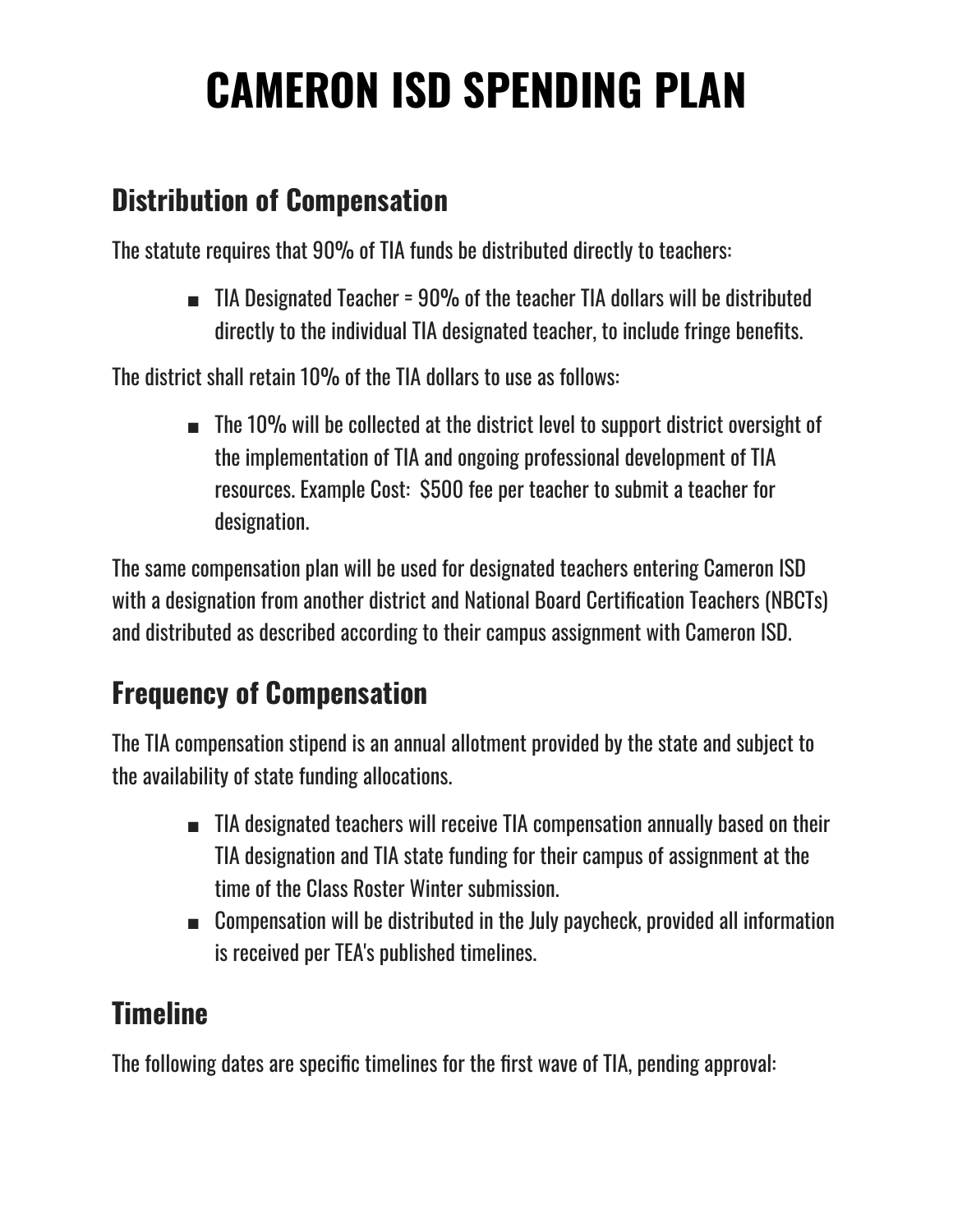# CAMERON ISD SPENDING PLAN

## Distribution of Compensation

The statute requires that 90% of TIA funds be distributed directly to teachers:

- TIA Designated Teacher = 90% of the teacher TIA dollars will be distributed directly to the individual TIA designated teacher, to include fringe benefits.

The district shall retain 10% of the TIA dollars to use as follows:

- The 10% will be collected at the district level to support district oversight of the implementation of TIA and ongoing professional development of TIA resources. Example Cost: $500 fee per teacher to submit a teacher for designation.

The same compensation plan will be used for designated teachers entering Cameron ISD with a designation from another district and National Board Certification Teachers (NBCTs) and distributed as described according to their campus assignment with Cameron ISD.

## Frequency of Compensation

The TIA compensation stipend is an annual allotment provided by the state and subject to the availability of state funding allocations.

- TIA designated teachers will receive TIA compensation annually based on their TIA designation and TIA state funding for their campus of assignment at the time of the Class Roster Winter submission.
- Compensation will be distributed in the July paycheck, provided all information is received per TEA's published timelines.

## Timeline

The following dates are specific timelines for the first wave of TIA, pending approval: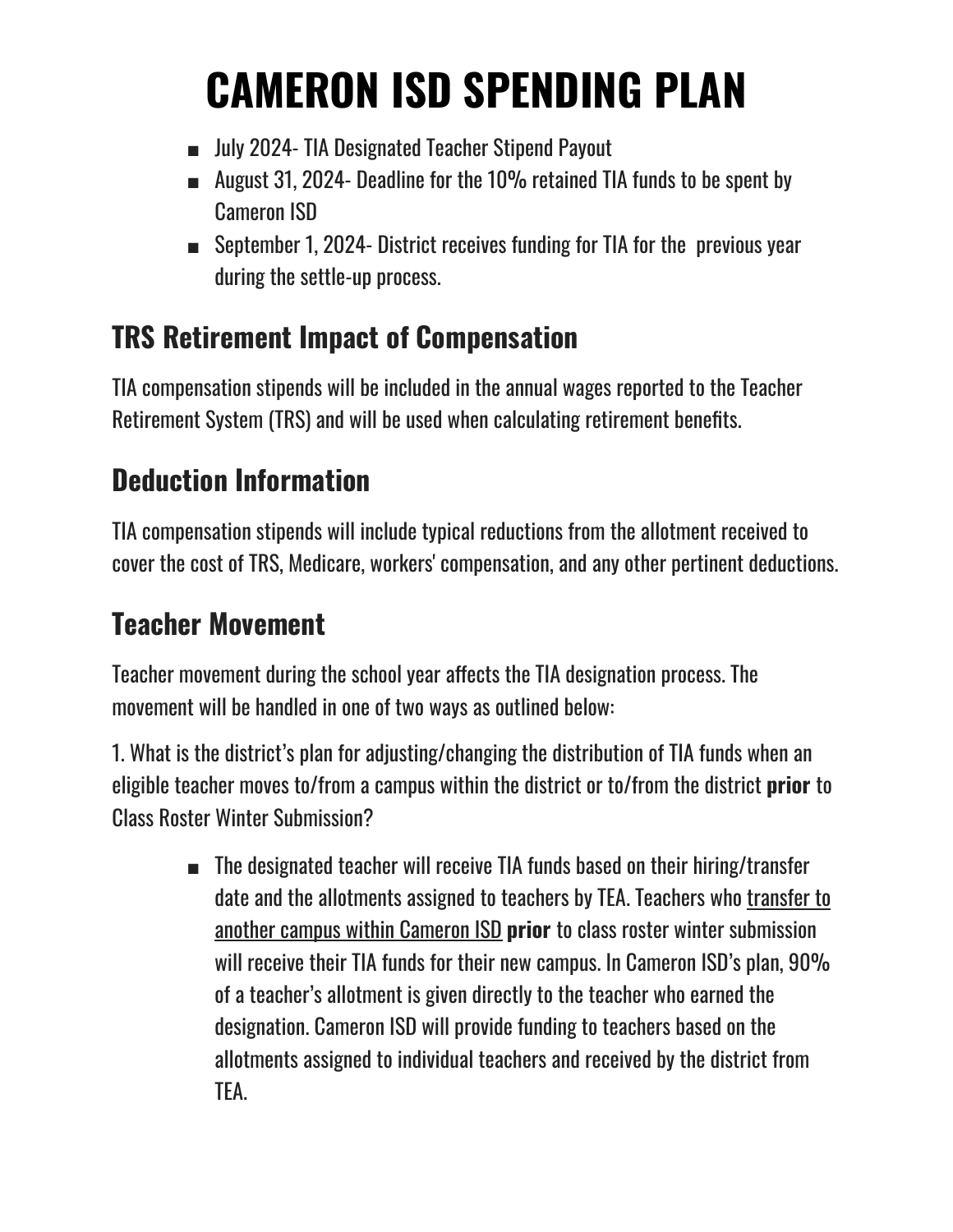# CAMERON ISD SPENDING PLAN

- July 2024- TIA Designated Teacher Stipend Payout
- August 31, 2024- Deadline for the 10% retained TIA funds to be spent by Cameron ISD
- September 1, 2024- District receives funding for TIA for the previous year during the settle-up process.

## TRS Retirement Impact of Compensation

TIA compensation stipends will be included in the annual wages reported to the Teacher Retirement System (TRS) and will be used when calculating retirement benefits.

## Deduction Information

TIA compensation stipends will include typical reductions from the allotment received to cover the cost of TRS, Medicare, workers' compensation, and any other pertinent deductions.

## Teacher Movement

Teacher movement during the school year affects the TIA designation process. The movement will be handled in one of two ways as outlined below:

1. What is the district's plan for adjusting/changing the distribution of TIA funds when an eligible teacher moves to/from a campus within the district or to/from the district **prior** to Class Roster Winter Submission?

    - The designated teacher will receive TIA funds based on their hiring/transfer date and the allotments assigned to teachers by TEA. Teachers who transfer to another campus within Cameron ISD **prior** to class roster winter submission will receive their TIA funds for their new campus. In Cameron ISD's plan, 90% of a teacher's allotment is given directly to the teacher who earned the designation. Cameron ISD will provide funding to teachers based on the allotments assigned to individual teachers and received by the district from TEA.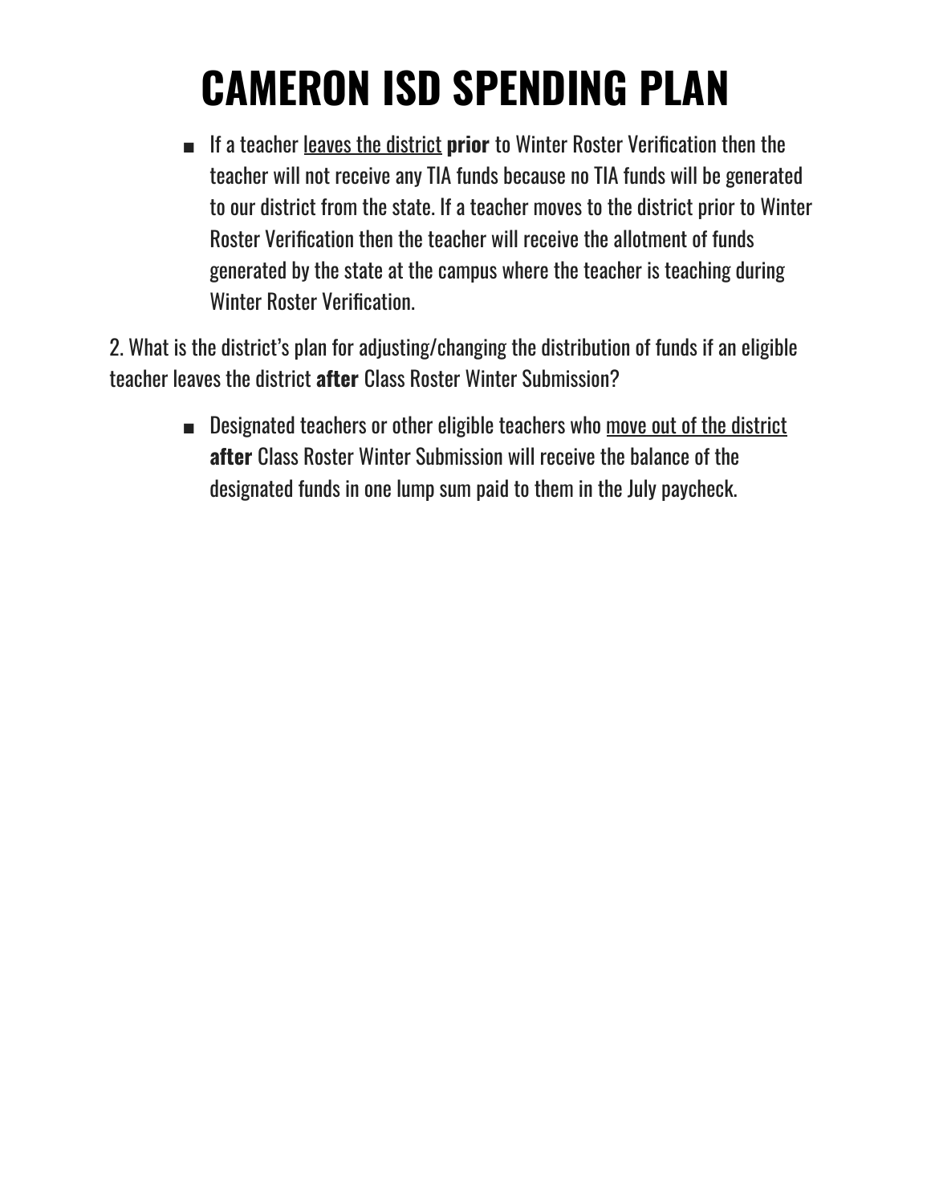# CAMERON ISD SPENDING PLAN

- If a teacher leaves the district **prior** to Winter Roster Verification then the teacher will not receive any TIA funds because no TIA funds will be generated to our district from the state. If a teacher moves to the district prior to Winter Roster Verification then the teacher will receive the allotment of funds generated by the state at the campus where the teacher is teaching during Winter Roster Verification.

2. What is the district's plan for adjusting/changing the distribution of funds if an eligible teacher leaves the district **after** Class Roster Winter Submission?

- Designated teachers or other eligible teachers who move out of the district **after** Class Roster Winter Submission will receive the balance of the designated funds in one lump sum paid to them in the July paycheck.